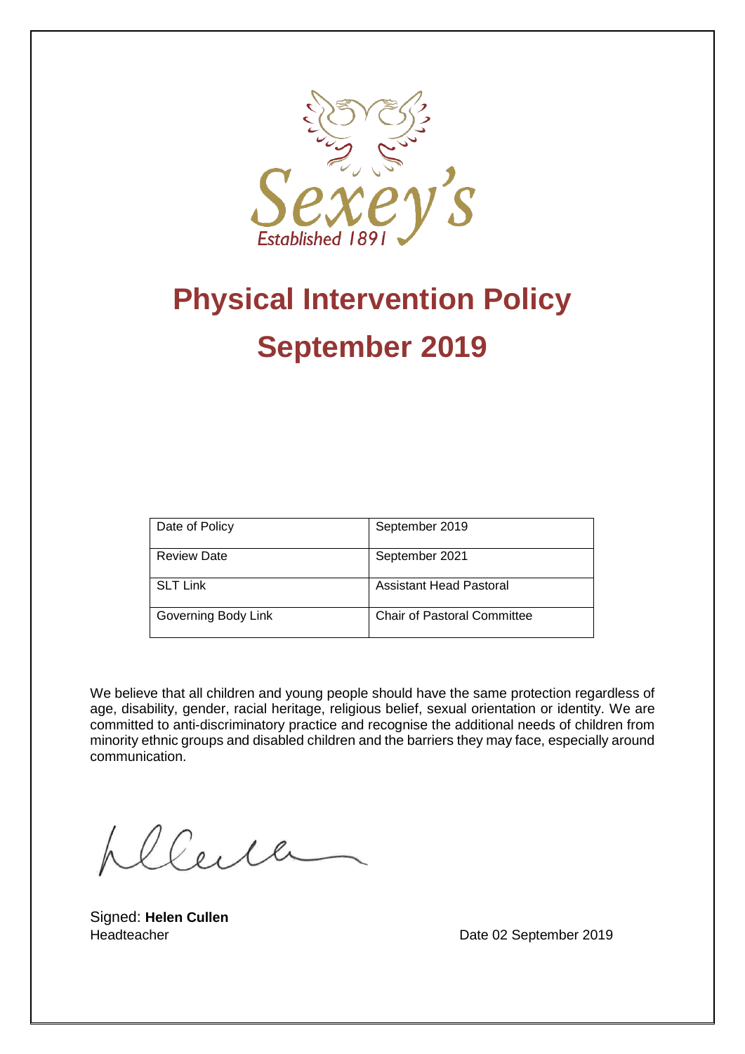# Physical Intervention Policy

# September 2019

| Date of Policy | September 2019 |
|---|---|
| Review Date | September 2021 |
| SLT Link | Assistant Head Pastoral |
| Governing Body Link | Chair of Pastoral Committee |

We believe that all children and young people should have the same protection regardless of age, disability, gender, racial heritage, religious belief, sexual orientation or identity. We are committed to anti-discriminatory practice and recognise the additional needs of children from minority ethnic groups and disabled children and the barriers they may face, especially around communication.

Signed: **Helen Cullen**
Headteacher

Date 02 September 2019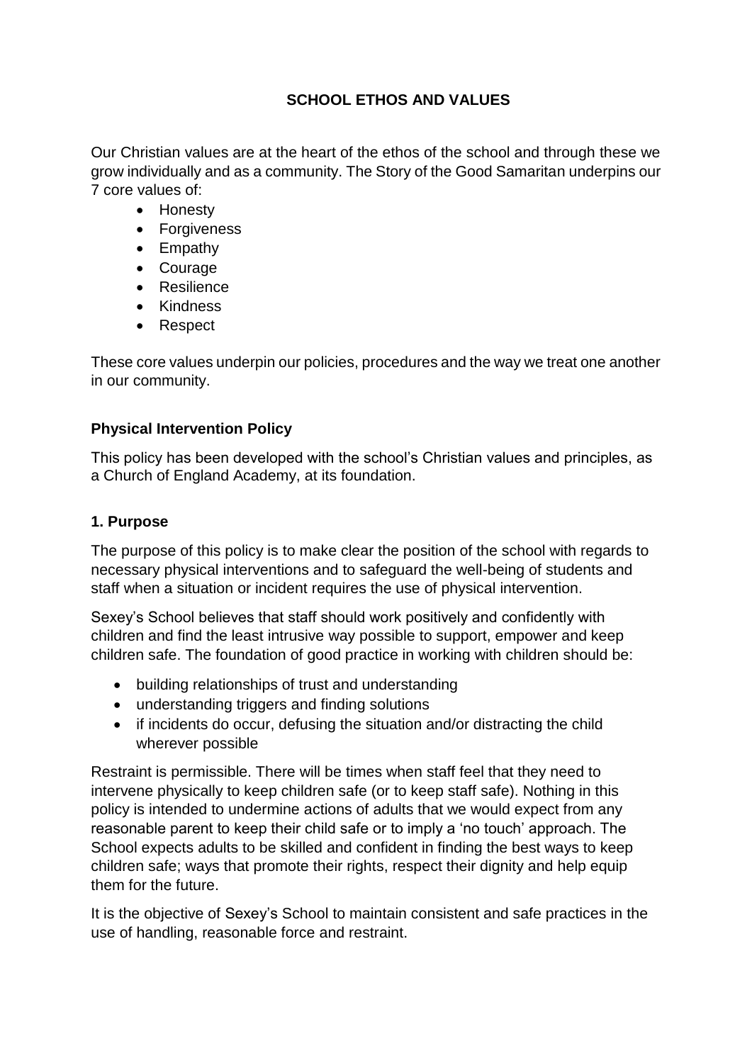# SCHOOL ETHOS AND VALUES

Our Christian values are at the heart of the ethos of the school and through these we grow individually and as a community. The Story of the Good Samaritan underpins our 7 core values of:

- Honesty
- Forgiveness
- Empathy
- Courage
- Resilience
- Kindness
- Respect

These core values underpin our policies, procedures and the way we treat one another in our community.

## Physical Intervention Policy

This policy has been developed with the school's Christian values and principles, as a Church of England Academy, at its foundation.

### 1. Purpose

The purpose of this policy is to make clear the position of the school with regards to necessary physical interventions and to safeguard the well-being of students and staff when a situation or incident requires the use of physical intervention.

Sexey's School believes that staff should work positively and confidently with children and find the least intrusive way possible to support, empower and keep children safe. The foundation of good practice in working with children should be:

- building relationships of trust and understanding
- understanding triggers and finding solutions
- if incidents do occur, defusing the situation and/or distracting the child wherever possible

Restraint is permissible. There will be times when staff feel that they need to intervene physically to keep children safe (or to keep staff safe). Nothing in this policy is intended to undermine actions of adults that we would expect from any reasonable parent to keep their child safe or to imply a 'no touch' approach. The School expects adults to be skilled and confident in finding the best ways to keep children safe; ways that promote their rights, respect their dignity and help equip them for the future.

It is the objective of Sexey's School to maintain consistent and safe practices in the use of handling, reasonable force and restraint.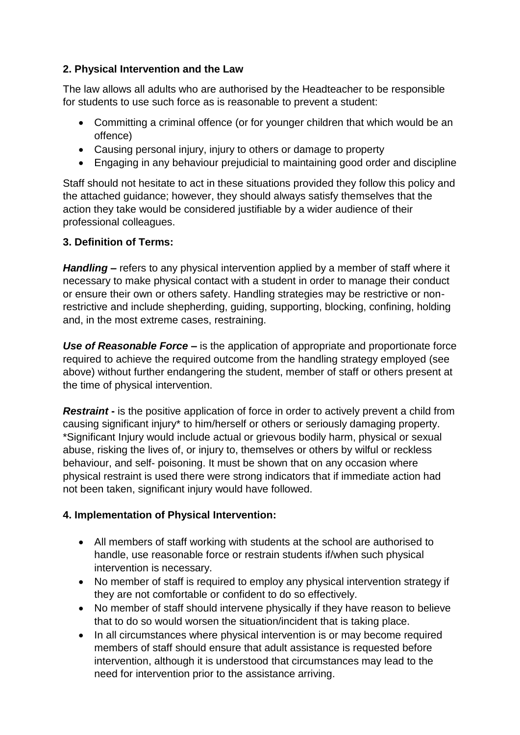## 2. Physical Intervention and the Law

The law allows all adults who are authorised by the Headteacher to be responsible for students to use such force as is reasonable to prevent a student:

- Committing a criminal offence (or for younger children that which would be an offence)
- Causing personal injury, injury to others or damage to property
- Engaging in any behaviour prejudicial to maintaining good order and discipline

Staff should not hesitate to act in these situations provided they follow this policy and the attached guidance; however, they should always satisfy themselves that the action they take would be considered justifiable by a wider audience of their professional colleagues.

## 3. Definition of Terms:

***Handling*** **–** refers to any physical intervention applied by a member of staff where it necessary to make physical contact with a student in order to manage their conduct or ensure their own or others safety. Handling strategies may be restrictive or non-restrictive and include shepherding, guiding, supporting, blocking, confining, holding and, in the most extreme cases, restraining.

***Use of Reasonable Force*** **–** is the application of appropriate and proportionate force required to achieve the required outcome from the handling strategy employed (see above) without further endangering the student, member of staff or others present at the time of physical intervention.

***Restraint*** **-** is the positive application of force in order to actively prevent a child from causing significant injury* to him/herself or others or seriously damaging property. *Significant Injury would include actual or grievous bodily harm, physical or sexual abuse, risking the lives of, or injury to, themselves or others by wilful or reckless behaviour, and self- poisoning. It must be shown that on any occasion where physical restraint is used there were strong indicators that if immediate action had not been taken, significant injury would have followed.

## 4. Implementation of Physical Intervention:

- All members of staff working with students at the school are authorised to handle, use reasonable force or restrain students if/when such physical intervention is necessary.
- No member of staff is required to employ any physical intervention strategy if they are not comfortable or confident to do so effectively.
- No member of staff should intervene physically if they have reason to believe that to do so would worsen the situation/incident that is taking place.
- In all circumstances where physical intervention is or may become required members of staff should ensure that adult assistance is requested before intervention, although it is understood that circumstances may lead to the need for intervention prior to the assistance arriving.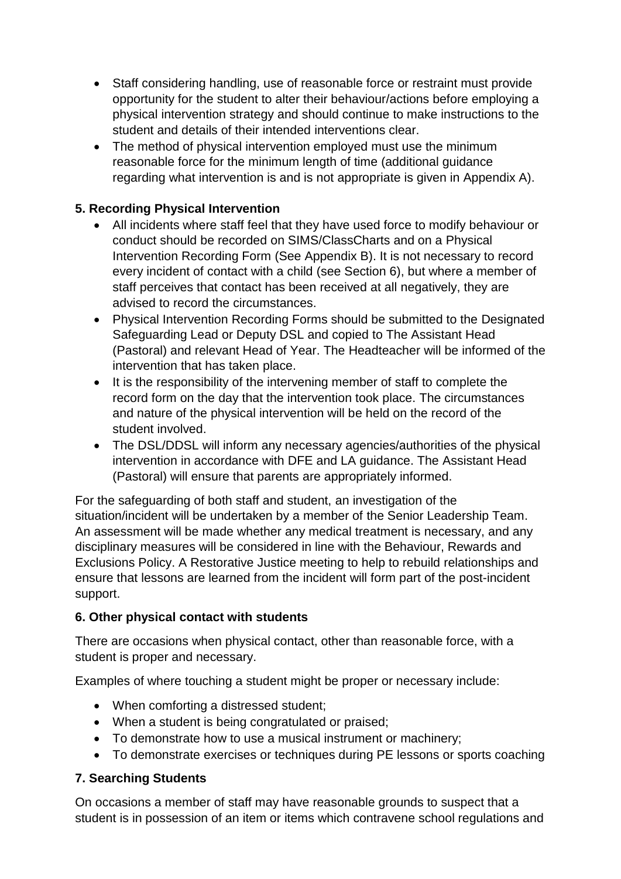- Staff considering handling, use of reasonable force or restraint must provide opportunity for the student to alter their behaviour/actions before employing a physical intervention strategy and should continue to make instructions to the student and details of their intended interventions clear.
- The method of physical intervention employed must use the minimum reasonable force for the minimum length of time (additional guidance regarding what intervention is and is not appropriate is given in Appendix A).

**5. Recording Physical Intervention**

- All incidents where staff feel that they have used force to modify behaviour or conduct should be recorded on SIMS/ClassCharts and on a Physical Intervention Recording Form (See Appendix B). It is not necessary to record every incident of contact with a child (see Section 6), but where a member of staff perceives that contact has been received at all negatively, they are advised to record the circumstances.
- Physical Intervention Recording Forms should be submitted to the Designated Safeguarding Lead or Deputy DSL and copied to The Assistant Head (Pastoral) and relevant Head of Year. The Headteacher will be informed of the intervention that has taken place.
- It is the responsibility of the intervening member of staff to complete the record form on the day that the intervention took place. The circumstances and nature of the physical intervention will be held on the record of the student involved.
- The DSL/DDSL will inform any necessary agencies/authorities of the physical intervention in accordance with DFE and LA guidance. The Assistant Head (Pastoral) will ensure that parents are appropriately informed.

For the safeguarding of both staff and student, an investigation of the situation/incident will be undertaken by a member of the Senior Leadership Team. An assessment will be made whether any medical treatment is necessary, and any disciplinary measures will be considered in line with the Behaviour, Rewards and Exclusions Policy. A Restorative Justice meeting to help to rebuild relationships and ensure that lessons are learned from the incident will form part of the post-incident support.

**6. Other physical contact with students**

There are occasions when physical contact, other than reasonable force, with a student is proper and necessary.

Examples of where touching a student might be proper or necessary include:

- When comforting a distressed student;
- When a student is being congratulated or praised;
- To demonstrate how to use a musical instrument or machinery;
- To demonstrate exercises or techniques during PE lessons or sports coaching

**7. Searching Students**

On occasions a member of staff may have reasonable grounds to suspect that a student is in possession of an item or items which contravene school regulations and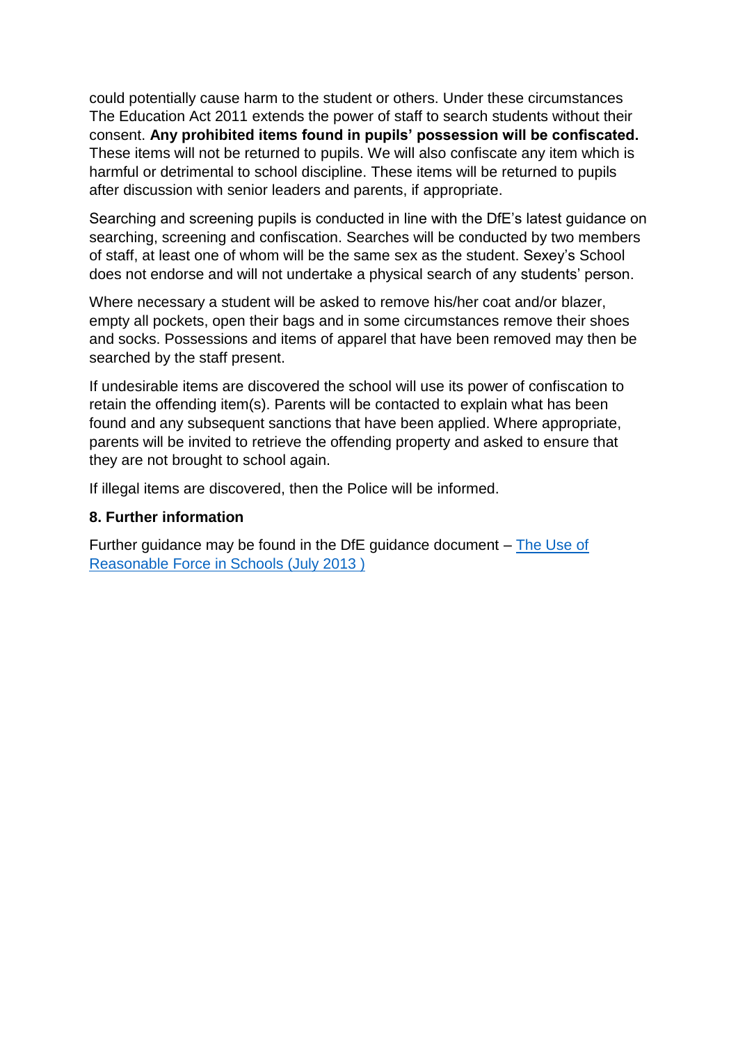could potentially cause harm to the student or others. Under these circumstances The Education Act 2011 extends the power of staff to search students without their consent. **Any prohibited items found in pupils' possession will be confiscated.** These items will not be returned to pupils. We will also confiscate any item which is harmful or detrimental to school discipline. These items will be returned to pupils after discussion with senior leaders and parents, if appropriate.

Searching and screening pupils is conducted in line with the DfE's latest guidance on searching, screening and confiscation. Searches will be conducted by two members of staff, at least one of whom will be the same sex as the student. Sexey's School does not endorse and will not undertake a physical search of any students' person.

Where necessary a student will be asked to remove his/her coat and/or blazer, empty all pockets, open their bags and in some circumstances remove their shoes and socks. Possessions and items of apparel that have been removed may then be searched by the staff present.

If undesirable items are discovered the school will use its power of confiscation to retain the offending item(s). Parents will be contacted to explain what has been found and any subsequent sanctions that have been applied. Where appropriate, parents will be invited to retrieve the offending property and asked to ensure that they are not brought to school again.

If illegal items are discovered, then the Police will be informed.

### 8. Further information

Further guidance may be found in the DfE guidance document – The Use of Reasonable Force in Schools (July 2013 )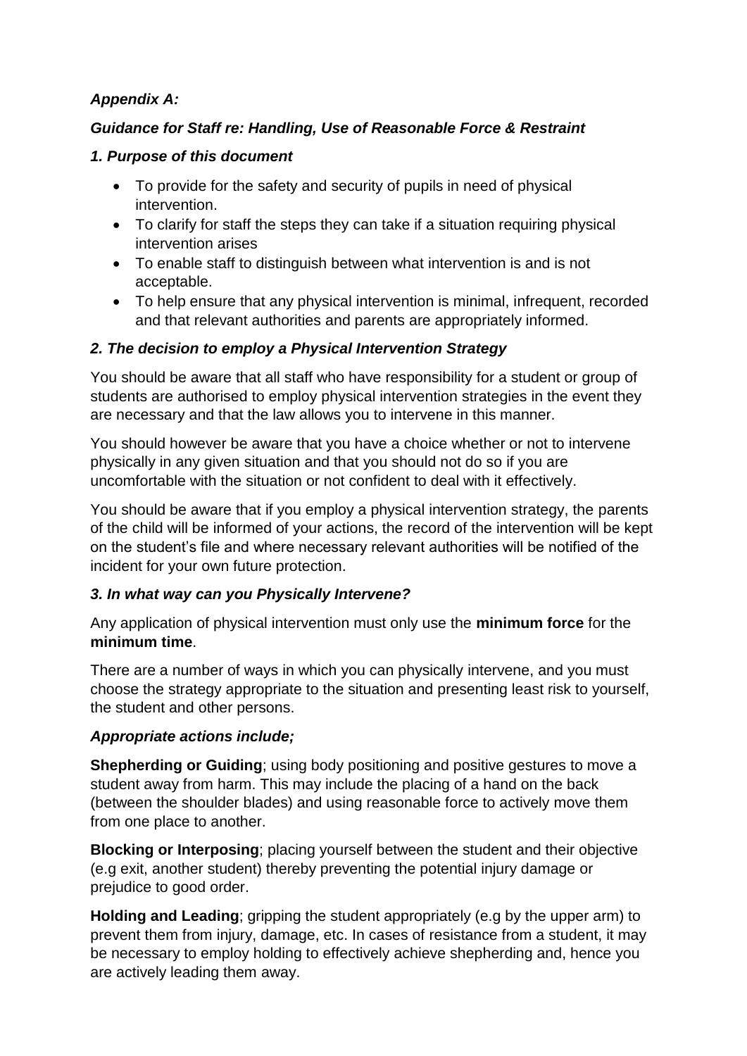### *Appendix A:*

### *Guidance for Staff re: Handling, Use of Reasonable Force & Restraint*

### *1. Purpose of this document*

- To provide for the safety and security of pupils in need of physical intervention.
- To clarify for staff the steps they can take if a situation requiring physical intervention arises
- To enable staff to distinguish between what intervention is and is not acceptable.
- To help ensure that any physical intervention is minimal, infrequent, recorded and that relevant authorities and parents are appropriately informed.

### *2. The decision to employ a Physical Intervention Strategy*

You should be aware that all staff who have responsibility for a student or group of students are authorised to employ physical intervention strategies in the event they are necessary and that the law allows you to intervene in this manner.

You should however be aware that you have a choice whether or not to intervene physically in any given situation and that you should not do so if you are uncomfortable with the situation or not confident to deal with it effectively.

You should be aware that if you employ a physical intervention strategy, the parents of the child will be informed of your actions, the record of the intervention will be kept on the student's file and where necessary relevant authorities will be notified of the incident for your own future protection.

### *3. In what way can you Physically Intervene?*

Any application of physical intervention must only use the **minimum force** for the **minimum time**.

There are a number of ways in which you can physically intervene, and you must choose the strategy appropriate to the situation and presenting least risk to yourself, the student and other persons.

### *Appropriate actions include;*

**Shepherding or Guiding**; using body positioning and positive gestures to move a student away from harm. This may include the placing of a hand on the back (between the shoulder blades) and using reasonable force to actively move them from one place to another.

**Blocking or Interposing**; placing yourself between the student and their objective (e.g exit, another student) thereby preventing the potential injury damage or prejudice to good order.

**Holding and Leading**; gripping the student appropriately (e.g by the upper arm) to prevent them from injury, damage, etc. In cases of resistance from a student, it may be necessary to employ holding to effectively achieve shepherding and, hence you are actively leading them away.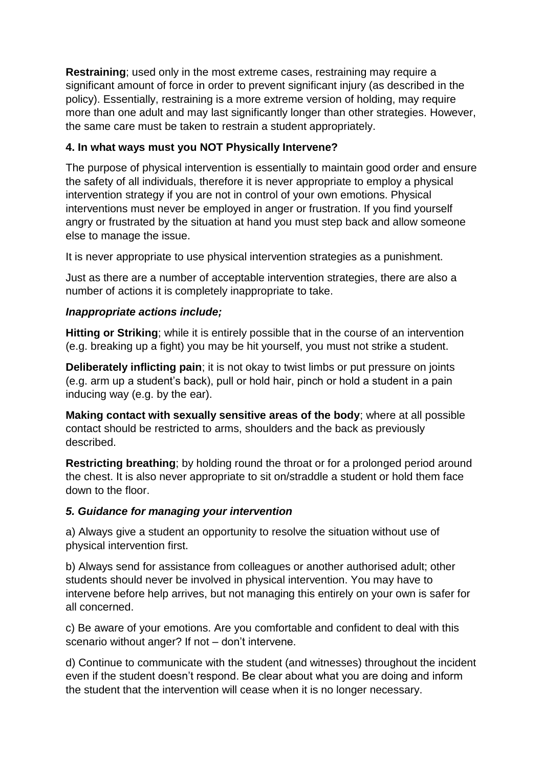**Restraining**; used only in the most extreme cases, restraining may require a significant amount of force in order to prevent significant injury (as described in the policy). Essentially, restraining is a more extreme version of holding, may require more than one adult and may last significantly longer than other strategies. However, the same care must be taken to restrain a student appropriately.

### 4. In what ways must you NOT Physically Intervene?

The purpose of physical intervention is essentially to maintain good order and ensure the safety of all individuals, therefore it is never appropriate to employ a physical intervention strategy if you are not in control of your own emotions. Physical interventions must never be employed in anger or frustration. If you find yourself angry or frustrated by the situation at hand you must step back and allow someone else to manage the issue.

It is never appropriate to use physical intervention strategies as a punishment.

Just as there are a number of acceptable intervention strategies, there are also a number of actions it is completely inappropriate to take.

***Inappropriate actions include;***

**Hitting or Striking**; while it is entirely possible that in the course of an intervention (e.g. breaking up a fight) you may be hit yourself, you must not strike a student.

**Deliberately inflicting pain**; it is not okay to twist limbs or put pressure on joints (e.g. arm up a student's back), pull or hold hair, pinch or hold a student in a pain inducing way (e.g. by the ear).

**Making contact with sexually sensitive areas of the body**; where at all possible contact should be restricted to arms, shoulders and the back as previously described.

**Restricting breathing**; by holding round the throat or for a prolonged period around the chest. It is also never appropriate to sit on/straddle a student or hold them face down to the floor.

### *5. Guidance for managing your intervention*

a) Always give a student an opportunity to resolve the situation without use of physical intervention first.

b) Always send for assistance from colleagues or another authorised adult; other students should never be involved in physical intervention. You may have to intervene before help arrives, but not managing this entirely on your own is safer for all concerned.

c) Be aware of your emotions. Are you comfortable and confident to deal with this scenario without anger? If not – don't intervene.

d) Continue to communicate with the student (and witnesses) throughout the incident even if the student doesn't respond. Be clear about what you are doing and inform the student that the intervention will cease when it is no longer necessary.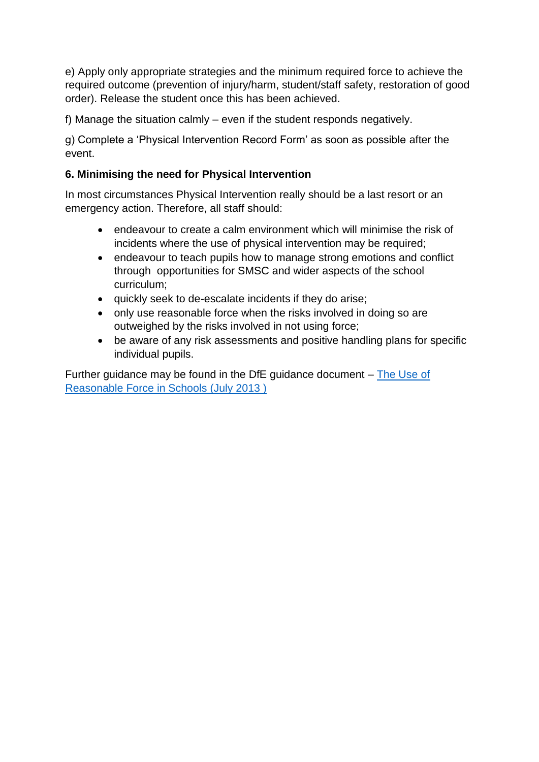e) Apply only appropriate strategies and the minimum required force to achieve the required outcome (prevention of injury/harm, student/staff safety, restoration of good order). Release the student once this has been achieved.

f) Manage the situation calmly – even if the student responds negatively.

g) Complete a 'Physical Intervention Record Form' as soon as possible after the event.

**6. Minimising the need for Physical Intervention**

In most circumstances Physical Intervention really should be a last resort or an emergency action. Therefore, all staff should:

- endeavour to create a calm environment which will minimise the risk of incidents where the use of physical intervention may be required;
- endeavour to teach pupils how to manage strong emotions and conflict through opportunities for SMSC and wider aspects of the school curriculum;
- quickly seek to de-escalate incidents if they do arise;
- only use reasonable force when the risks involved in doing so are outweighed by the risks involved in not using force;
- be aware of any risk assessments and positive handling plans for specific individual pupils.

Further guidance may be found in the DfE guidance document – The Use of Reasonable Force in Schools (July 2013 )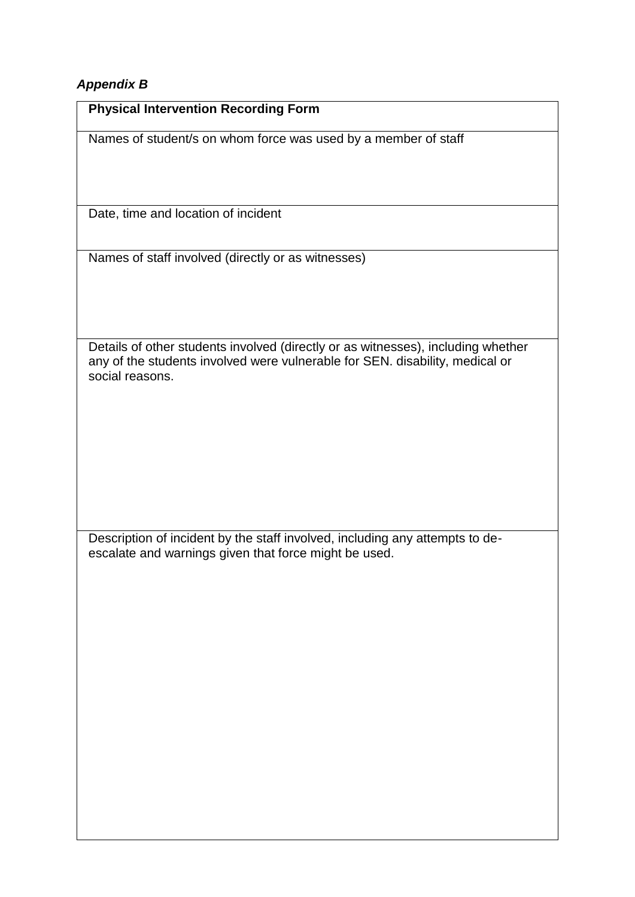*Appendix B*

| **Physical Intervention Recording Form** |
| --- |
| Names of student/s on whom force was used by a member of staff |
| Date, time and location of incident |
| Names of staff involved (directly or as witnesses) |
| Details of other students involved (directly or as witnesses), including whether any of the students involved were vulnerable for SEN. disability, medical or social reasons. |
| Description of incident by the staff involved, including any attempts to de-escalate and warnings given that force might be used. |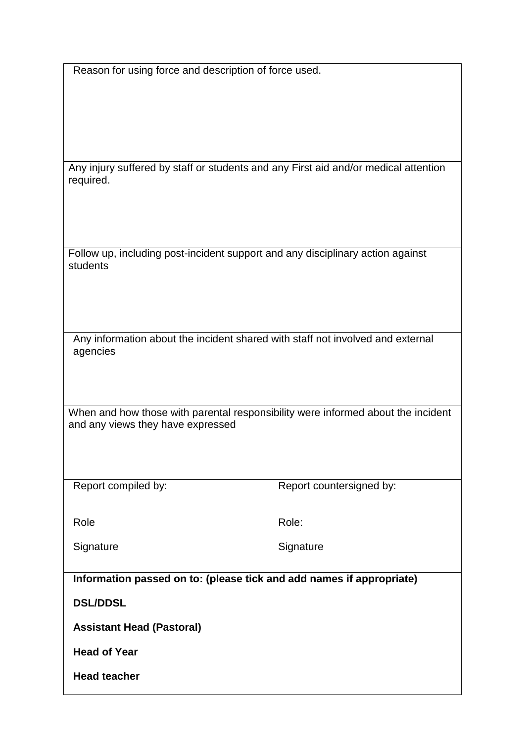| |
|---|
| Reason for using force and description of force used. |
| Any injury suffered by staff or students and any First aid and/or medical attention required. |
| Follow up, including post-incident support and any disciplinary action against students |
| Any information about the incident shared with staff not involved and external agencies |
| When and how those with parental responsibility were informed about the incident and any views they have expressed |

| | |
|---|---|
| Report compiled by: | Report countersigned by: |
| Role | Role: |
| Signature | Signature |

| |
|---|
| **Information passed on to: (please tick and add names if appropriate)** |
| **DSL/DDSL** |
| **Assistant Head (Pastoral)** |
| **Head of Year** |
| **Head teacher** |